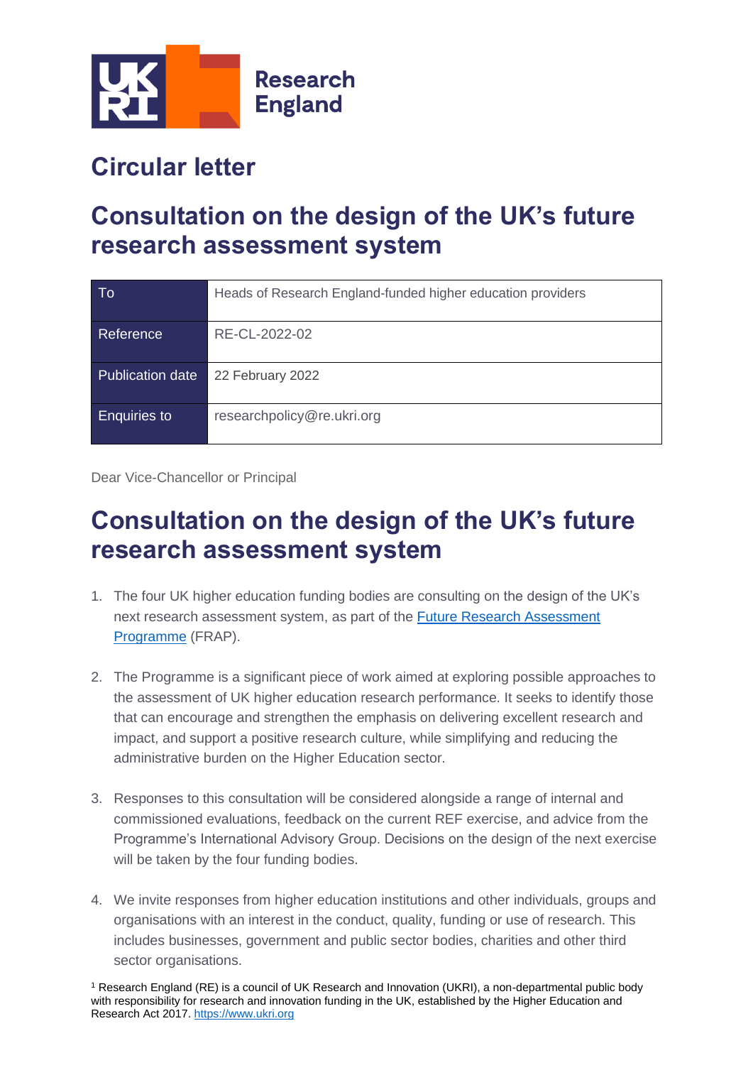Research England

# Circular letter

## Consultation on the design of the UK's future research assessment system

| To | Heads of Research England-funded higher education providers |
|---|---|
| Reference | RE-CL-2022-02 |
| Publication date | 22 February 2022 |
| Enquiries to | researchpolicy@re.ukri.org |

Dear Vice-Chancellor or Principal

## Consultation on the design of the UK's future research assessment system

1. The four UK higher education funding bodies are consulting on the design of the UK's next research assessment system, as part of the [Future Research Assessment Programme](#) (FRAP).

2. The Programme is a significant piece of work aimed at exploring possible approaches to the assessment of UK higher education research performance. It seeks to identify those that can encourage and strengthen the emphasis on delivering excellent research and impact, and support a positive research culture, while simplifying and reducing the administrative burden on the Higher Education sector.

3. Responses to this consultation will be considered alongside a range of internal and commissioned evaluations, feedback on the current REF exercise, and advice from the Programme's International Advisory Group. Decisions on the design of the next exercise will be taken by the four funding bodies.

4. We invite responses from higher education institutions and other individuals, groups and organisations with an interest in the conduct, quality, funding or use of research. This includes businesses, government and public sector bodies, charities and other third sector organisations.

[1] Research England (RE) is a council of UK Research and Innovation (UKRI), a non-departmental public body with responsibility for research and innovation funding in the UK, established by the Higher Education and Research Act 2017. https://www.ukri.org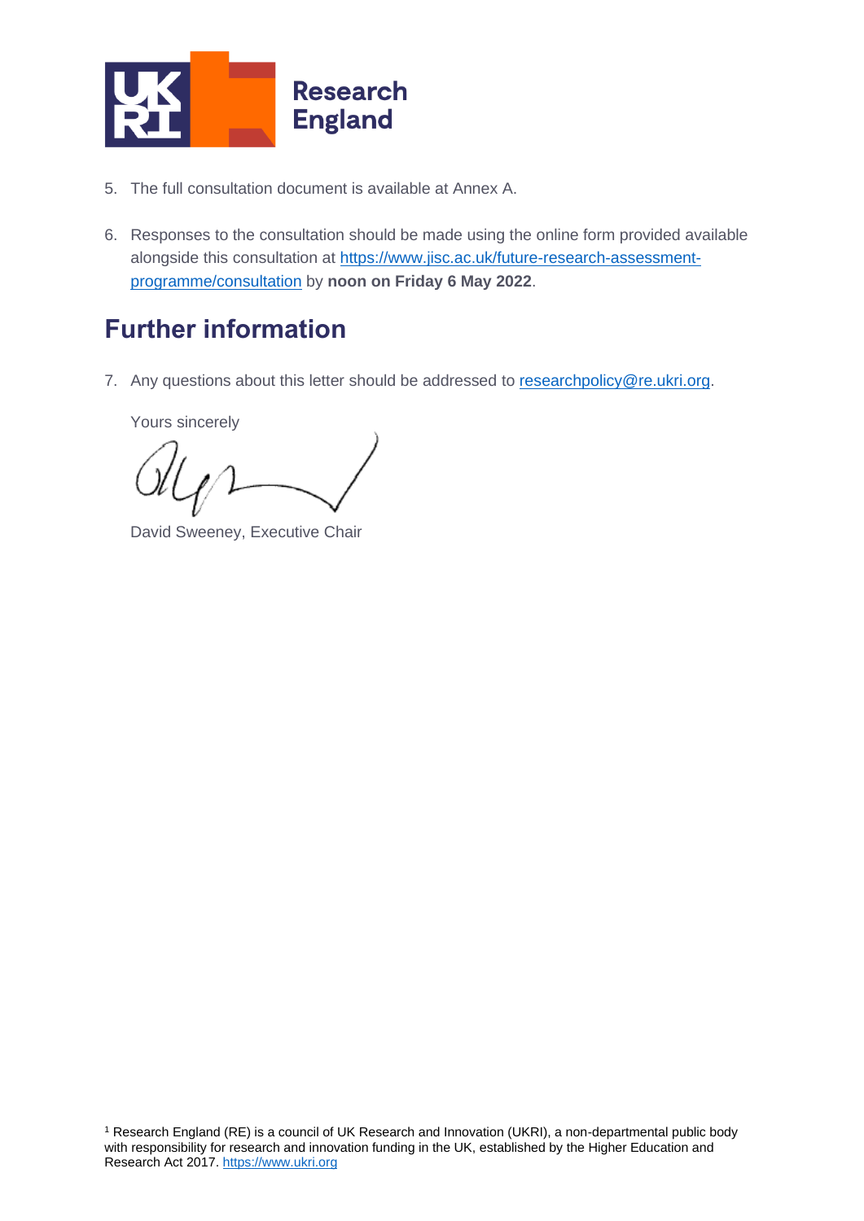5. The full consultation document is available at Annex A.

6. Responses to the consultation should be made using the online form provided available alongside this consultation at https://www.jisc.ac.uk/future-research-assessment-programme/consultation by **noon on Friday 6 May 2022**.

## Further information

7. Any questions about this letter should be addressed to researchpolicy@re.ukri.org.

Yours sincerely

David Sweeney, Executive Chair

[1] Research England (RE) is a council of UK Research and Innovation (UKRI), a non-departmental public body with responsibility for research and innovation funding in the UK, established by the Higher Education and Research Act 2017. https://www.ukri.org